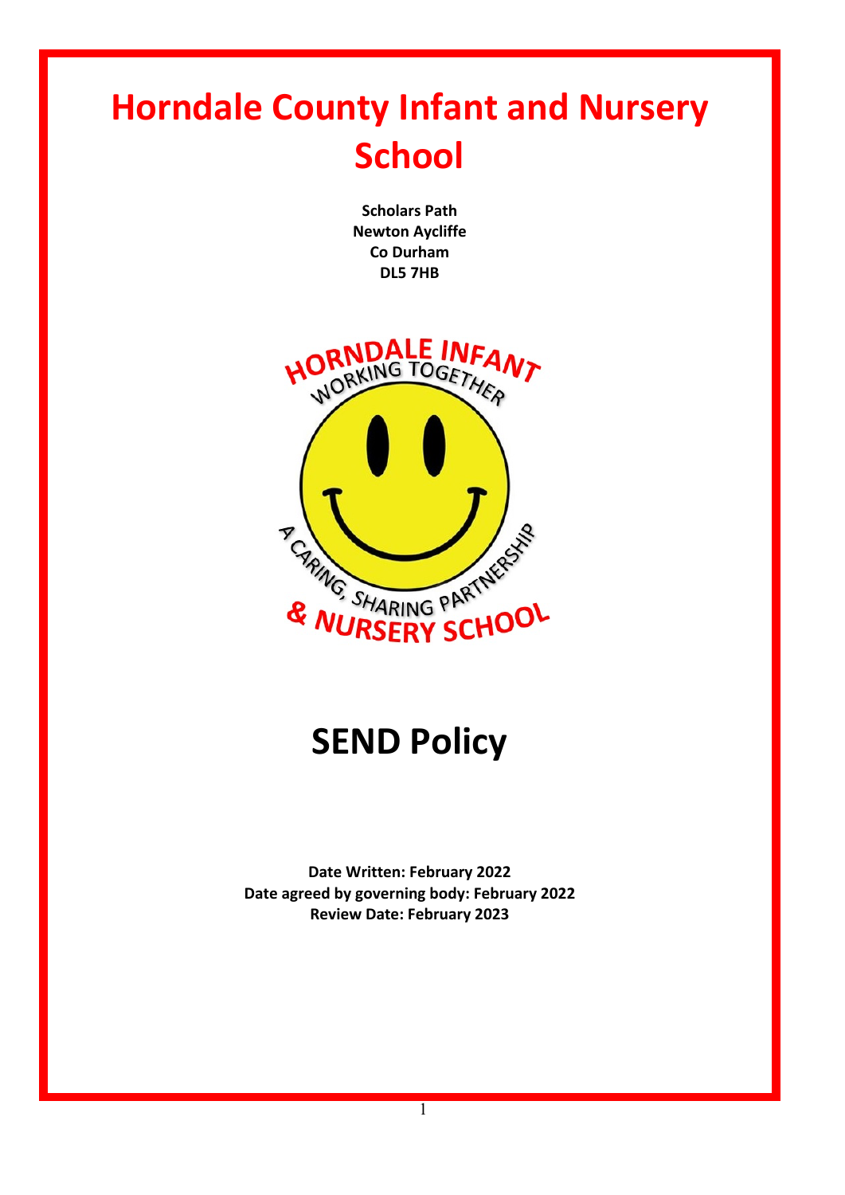# Horndale County Infant and Nursery School

**Scholars Path**
**Newton Aycliffe**
**Co Durham**
**DL5 7HB**

# SEND Policy

**Date Written: February 2022**
**Date agreed by governing body: February 2022**
**Review Date: February 2023**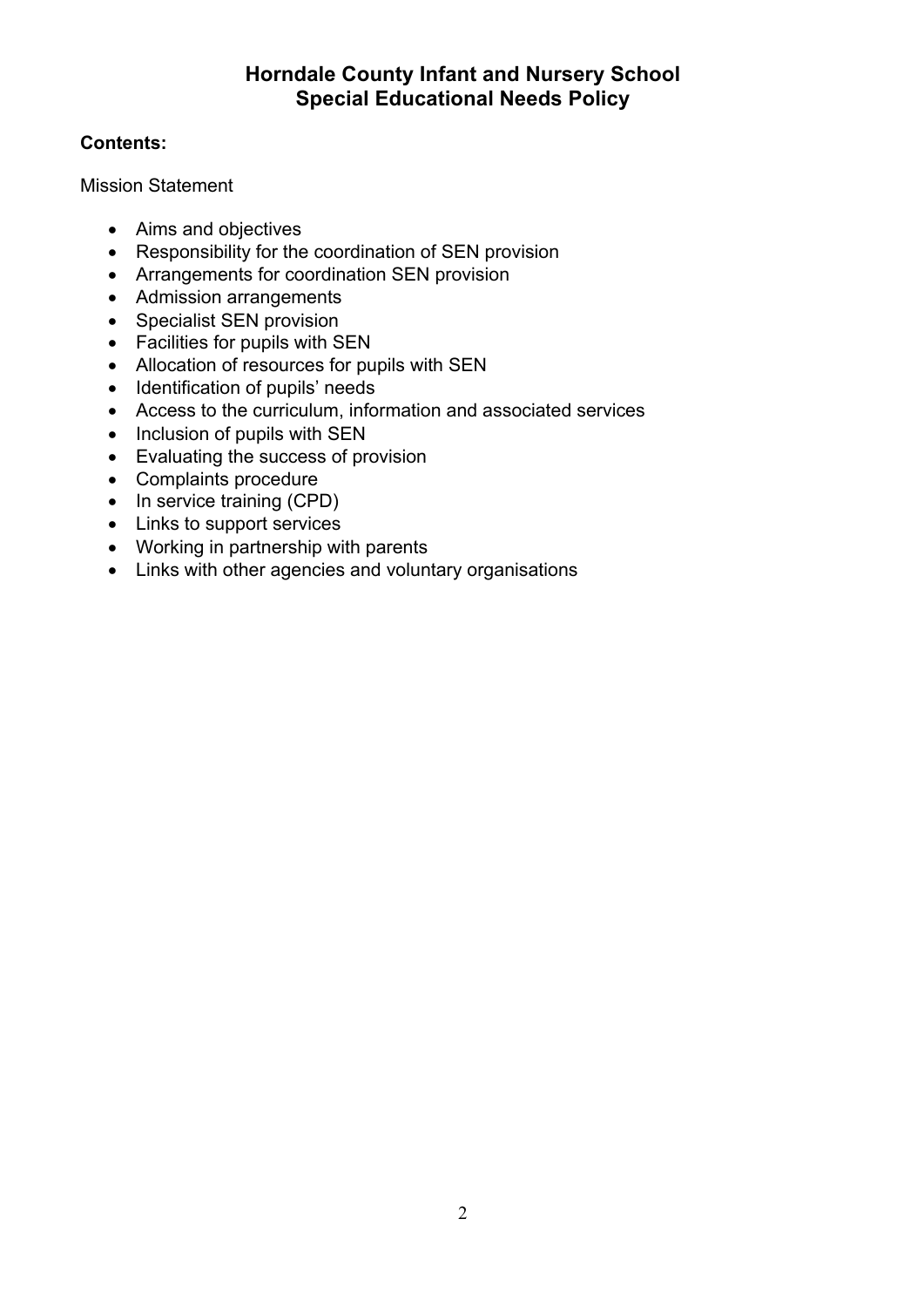# Horndale County Infant and Nursery School
# Special Educational Needs Policy

**Contents:**

Mission Statement

- Aims and objectives
- Responsibility for the coordination of SEN provision
- Arrangements for coordination SEN provision
- Admission arrangements
- Specialist SEN provision
- Facilities for pupils with SEN
- Allocation of resources for pupils with SEN
- Identification of pupils' needs
- Access to the curriculum, information and associated services
- Inclusion of pupils with SEN
- Evaluating the success of provision
- Complaints procedure
- In service training (CPD)
- Links to support services
- Working in partnership with parents
- Links with other agencies and voluntary organisations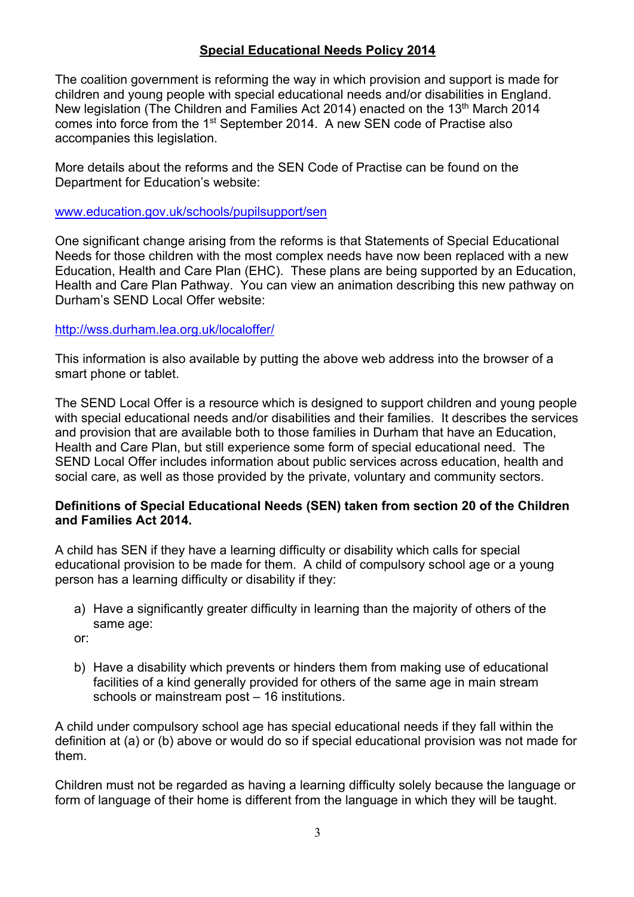## Special Educational Needs Policy 2014

The coalition government is reforming the way in which provision and support is made for children and young people with special educational needs and/or disabilities in England. New legislation (The Children and Families Act 2014) enacted on the 13th March 2014 comes into force from the 1st September 2014. A new SEN code of Practise also accompanies this legislation.

More details about the reforms and the SEN Code of Practise can be found on the Department for Education's website:

www.education.gov.uk/schools/pupilsupport/sen

One significant change arising from the reforms is that Statements of Special Educational Needs for those children with the most complex needs have now been replaced with a new Education, Health and Care Plan (EHC). These plans are being supported by an Education, Health and Care Plan Pathway. You can view an animation describing this new pathway on Durham's SEND Local Offer website:

http://wss.durham.lea.org.uk/localoffer/

This information is also available by putting the above web address into the browser of a smart phone or tablet.

The SEND Local Offer is a resource which is designed to support children and young people with special educational needs and/or disabilities and their families. It describes the services and provision that are available both to those families in Durham that have an Education, Health and Care Plan, but still experience some form of special educational need. The SEND Local Offer includes information about public services across education, health and social care, as well as those provided by the private, voluntary and community sectors.

**Definitions of Special Educational Needs (SEN) taken from section 20 of the Children and Families Act 2014.**

A child has SEN if they have a learning difficulty or disability which calls for special educational provision to be made for them. A child of compulsory school age or a young person has a learning difficulty or disability if they:

a) Have a significantly greater difficulty in learning than the majority of others of the same age:

or:

b) Have a disability which prevents or hinders them from making use of educational facilities of a kind generally provided for others of the same age in main stream schools or mainstream post – 16 institutions.

A child under compulsory school age has special educational needs if they fall within the definition at (a) or (b) above or would do so if special educational provision was not made for them.

Children must not be regarded as having a learning difficulty solely because the language or form of language of their home is different from the language in which they will be taught.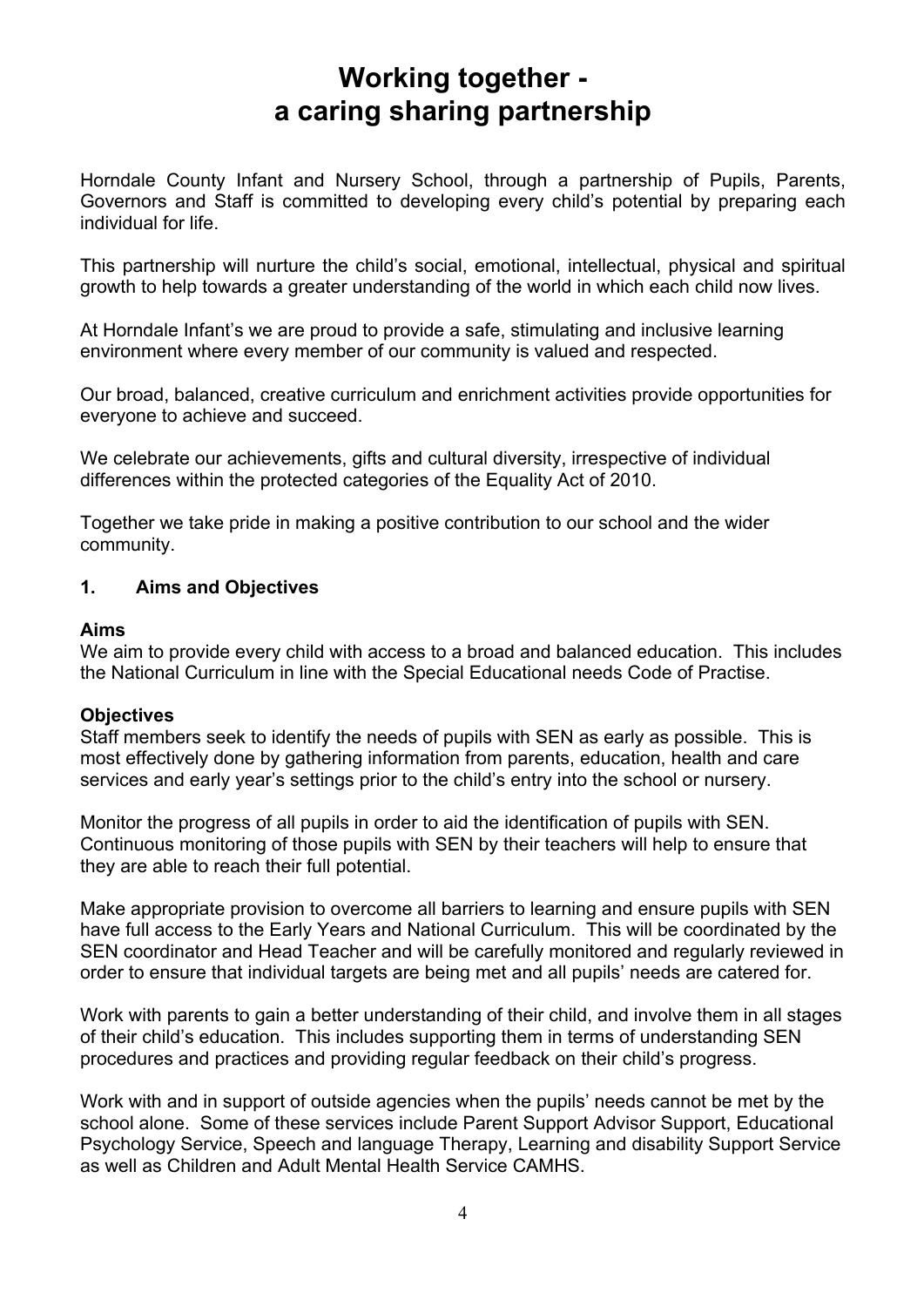# Working together - a caring sharing partnership

Horndale County Infant and Nursery School, through a partnership of Pupils, Parents, Governors and Staff is committed to developing every child's potential by preparing each individual for life.

This partnership will nurture the child's social, emotional, intellectual, physical and spiritual growth to help towards a greater understanding of the world in which each child now lives.

At Horndale Infant's we are proud to provide a safe, stimulating and inclusive learning environment where every member of our community is valued and respected.

Our broad, balanced, creative curriculum and enrichment activities provide opportunities for everyone to achieve and succeed.

We celebrate our achievements, gifts and cultural diversity, irrespective of individual differences within the protected categories of the Equality Act of 2010.

Together we take pride in making a positive contribution to our school and the wider community.

## 1. Aims and Objectives

**Aims**

We aim to provide every child with access to a broad and balanced education. This includes the National Curriculum in line with the Special Educational needs Code of Practise.

**Objectives**

Staff members seek to identify the needs of pupils with SEN as early as possible. This is most effectively done by gathering information from parents, education, health and care services and early year's settings prior to the child's entry into the school or nursery.

Monitor the progress of all pupils in order to aid the identification of pupils with SEN. Continuous monitoring of those pupils with SEN by their teachers will help to ensure that they are able to reach their full potential.

Make appropriate provision to overcome all barriers to learning and ensure pupils with SEN have full access to the Early Years and National Curriculum. This will be coordinated by the SEN coordinator and Head Teacher and will be carefully monitored and regularly reviewed in order to ensure that individual targets are being met and all pupils' needs are catered for.

Work with parents to gain a better understanding of their child, and involve them in all stages of their child's education. This includes supporting them in terms of understanding SEN procedures and practices and providing regular feedback on their child's progress.

Work with and in support of outside agencies when the pupils' needs cannot be met by the school alone. Some of these services include Parent Support Advisor Support, Educational Psychology Service, Speech and language Therapy, Learning and disability Support Service as well as Children and Adult Mental Health Service CAMHS.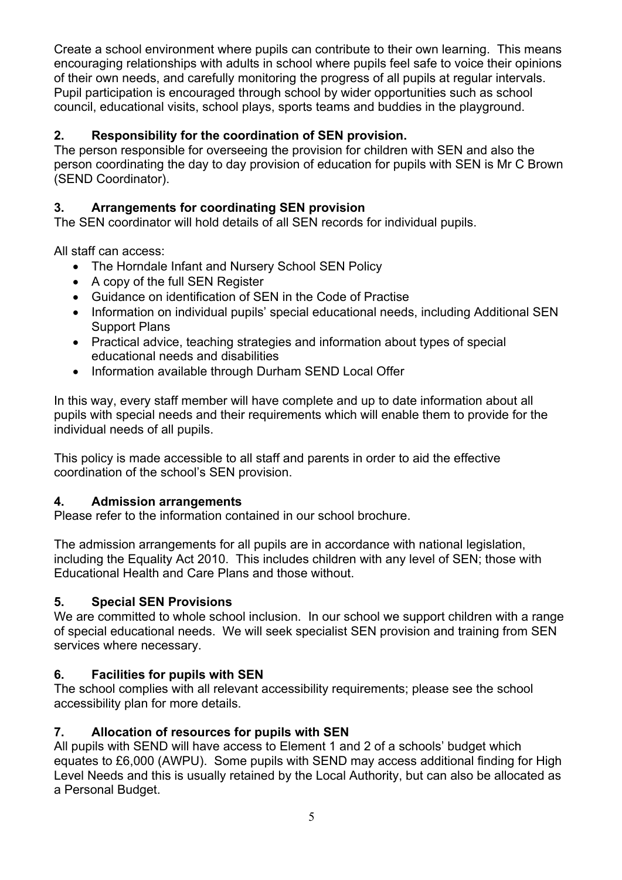Create a school environment where pupils can contribute to their own learning. This means encouraging relationships with adults in school where pupils feel safe to voice their opinions of their own needs, and carefully monitoring the progress of all pupils at regular intervals. Pupil participation is encouraged through school by wider opportunities such as school council, educational visits, school plays, sports teams and buddies in the playground.

## 2. Responsibility for the coordination of SEN provision.

The person responsible for overseeing the provision for children with SEN and also the person coordinating the day to day provision of education for pupils with SEN is Mr C Brown (SEND Coordinator).

## 3. Arrangements for coordinating SEN provision

The SEN coordinator will hold details of all SEN records for individual pupils.

All staff can access:

- The Horndale Infant and Nursery School SEN Policy
- A copy of the full SEN Register
- Guidance on identification of SEN in the Code of Practise
- Information on individual pupils' special educational needs, including Additional SEN Support Plans
- Practical advice, teaching strategies and information about types of special educational needs and disabilities
- Information available through Durham SEND Local Offer

In this way, every staff member will have complete and up to date information about all pupils with special needs and their requirements which will enable them to provide for the individual needs of all pupils.

This policy is made accessible to all staff and parents in order to aid the effective coordination of the school's SEN provision.

## 4. Admission arrangements

Please refer to the information contained in our school brochure.

The admission arrangements for all pupils are in accordance with national legislation, including the Equality Act 2010. This includes children with any level of SEN; those with Educational Health and Care Plans and those without.

## 5. Special SEN Provisions

We are committed to whole school inclusion. In our school we support children with a range of special educational needs. We will seek specialist SEN provision and training from SEN services where necessary.

## 6. Facilities for pupils with SEN

The school complies with all relevant accessibility requirements; please see the school accessibility plan for more details.

## 7. Allocation of resources for pupils with SEN

All pupils with SEND will have access to Element 1 and 2 of a schools' budget which equates to £6,000 (AWPU). Some pupils with SEND may access additional finding for High Level Needs and this is usually retained by the Local Authority, but can also be allocated as a Personal Budget.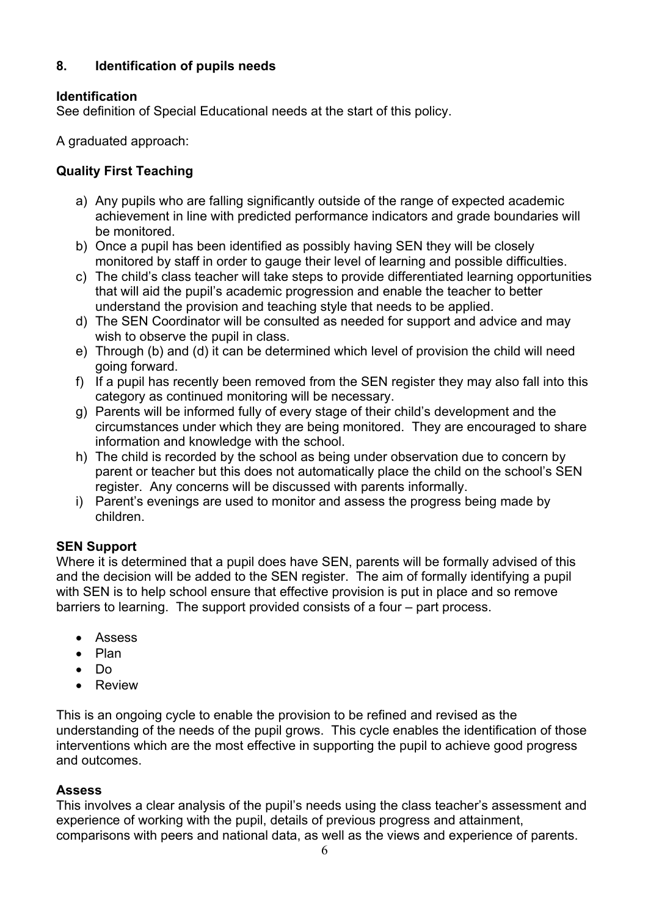## 8. Identification of pupils needs

**Identification**
See definition of Special Educational needs at the start of this policy.

A graduated approach:

**Quality First Teaching**

a) Any pupils who are falling significantly outside of the range of expected academic achievement in line with predicted performance indicators and grade boundaries will be monitored.
b) Once a pupil has been identified as possibly having SEN they will be closely monitored by staff in order to gauge their level of learning and possible difficulties.
c) The child's class teacher will take steps to provide differentiated learning opportunities that will aid the pupil's academic progression and enable the teacher to better understand the provision and teaching style that needs to be applied.
d) The SEN Coordinator will be consulted as needed for support and advice and may wish to observe the pupil in class.
e) Through (b) and (d) it can be determined which level of provision the child will need going forward.
f) If a pupil has recently been removed from the SEN register they may also fall into this category as continued monitoring will be necessary.
g) Parents will be informed fully of every stage of their child's development and the circumstances under which they are being monitored. They are encouraged to share information and knowledge with the school.
h) The child is recorded by the school as being under observation due to concern by parent or teacher but this does not automatically place the child on the school's SEN register. Any concerns will be discussed with parents informally.
i) Parent's evenings are used to monitor and assess the progress being made by children.

**SEN Support**
Where it is determined that a pupil does have SEN, parents will be formally advised of this and the decision will be added to the SEN register. The aim of formally identifying a pupil with SEN is to help school ensure that effective provision is put in place and so remove barriers to learning. The support provided consists of a four – part process.

- Assess
- Plan
- Do
- Review

This is an ongoing cycle to enable the provision to be refined and revised as the understanding of the needs of the pupil grows. This cycle enables the identification of those interventions which are the most effective in supporting the pupil to achieve good progress and outcomes.

**Assess**
This involves a clear analysis of the pupil's needs using the class teacher's assessment and experience of working with the pupil, details of previous progress and attainment, comparisons with peers and national data, as well as the views and experience of parents.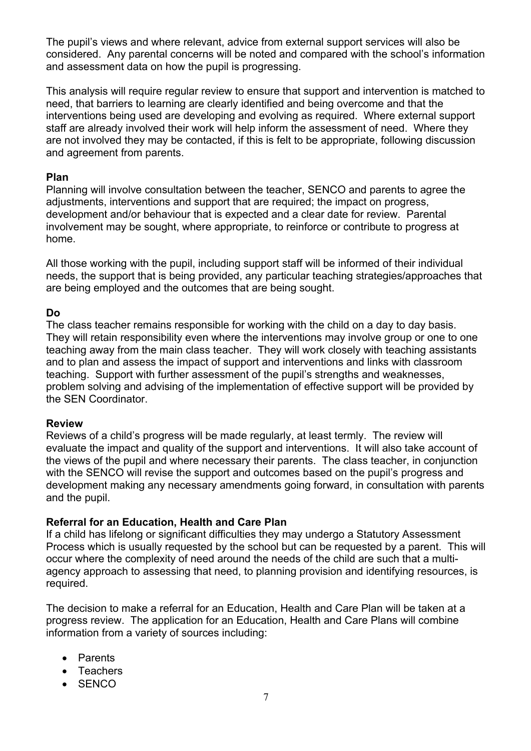The pupil's views and where relevant, advice from external support services will also be considered. Any parental concerns will be noted and compared with the school's information and assessment data on how the pupil is progressing.

This analysis will require regular review to ensure that support and intervention is matched to need, that barriers to learning are clearly identified and being overcome and that the interventions being used are developing and evolving as required. Where external support staff are already involved their work will help inform the assessment of need. Where they are not involved they may be contacted, if this is felt to be appropriate, following discussion and agreement from parents.

**Plan**

Planning will involve consultation between the teacher, SENCO and parents to agree the adjustments, interventions and support that are required; the impact on progress, development and/or behaviour that is expected and a clear date for review. Parental involvement may be sought, where appropriate, to reinforce or contribute to progress at home.

All those working with the pupil, including support staff will be informed of their individual needs, the support that is being provided, any particular teaching strategies/approaches that are being employed and the outcomes that are being sought.

**Do**

The class teacher remains responsible for working with the child on a day to day basis. They will retain responsibility even where the interventions may involve group or one to one teaching away from the main class teacher. They will work closely with teaching assistants and to plan and assess the impact of support and interventions and links with classroom teaching. Support with further assessment of the pupil's strengths and weaknesses, problem solving and advising of the implementation of effective support will be provided by the SEN Coordinator.

**Review**

Reviews of a child's progress will be made regularly, at least termly. The review will evaluate the impact and quality of the support and interventions. It will also take account of the views of the pupil and where necessary their parents. The class teacher, in conjunction with the SENCO will revise the support and outcomes based on the pupil's progress and development making any necessary amendments going forward, in consultation with parents and the pupil.

**Referral for an Education, Health and Care Plan**

If a child has lifelong or significant difficulties they may undergo a Statutory Assessment Process which is usually requested by the school but can be requested by a parent. This will occur where the complexity of need around the needs of the child are such that a multi-agency approach to assessing that need, to planning provision and identifying resources, is required.

The decision to make a referral for an Education, Health and Care Plan will be taken at a progress review. The application for an Education, Health and Care Plans will combine information from a variety of sources including:

- Parents
- Teachers
- SENCO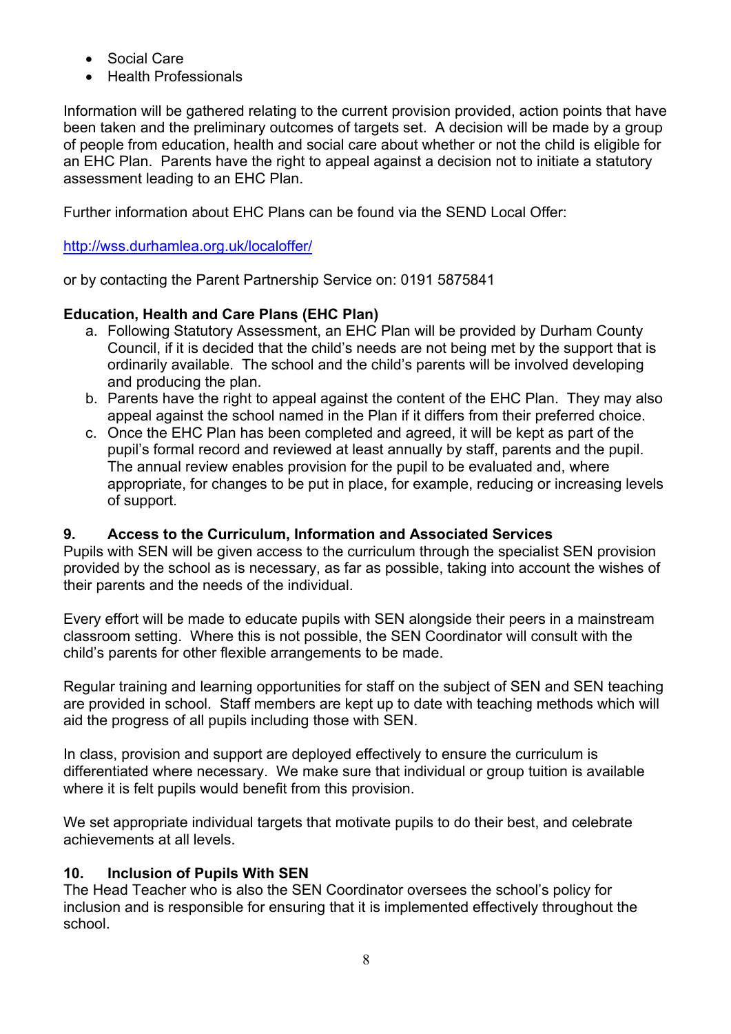- Social Care
- Health Professionals

Information will be gathered relating to the current provision provided, action points that have been taken and the preliminary outcomes of targets set. A decision will be made by a group of people from education, health and social care about whether or not the child is eligible for an EHC Plan. Parents have the right to appeal against a decision not to initiate a statutory assessment leading to an EHC Plan.

Further information about EHC Plans can be found via the SEND Local Offer:

[http://wss.durhamlea.org.uk/localoffer/](http://wss.durhamlea.org.uk/localoffer/)

or by contacting the Parent Partnership Service on: 0191 5875841

**Education, Health and Care Plans (EHC Plan)**

a. Following Statutory Assessment, an EHC Plan will be provided by Durham County Council, if it is decided that the child's needs are not being met by the support that is ordinarily available. The school and the child's parents will be involved developing and producing the plan.
b. Parents have the right to appeal against the content of the EHC Plan. They may also appeal against the school named in the Plan if it differs from their preferred choice.
c. Once the EHC Plan has been completed and agreed, it will be kept as part of the pupil's formal record and reviewed at least annually by staff, parents and the pupil. The annual review enables provision for the pupil to be evaluated and, where appropriate, for changes to be put in place, for example, reducing or increasing levels of support.

## 9. Access to the Curriculum, Information and Associated Services

Pupils with SEN will be given access to the curriculum through the specialist SEN provision provided by the school as is necessary, as far as possible, taking into account the wishes of their parents and the needs of the individual.

Every effort will be made to educate pupils with SEN alongside their peers in a mainstream classroom setting. Where this is not possible, the SEN Coordinator will consult with the child's parents for other flexible arrangements to be made.

Regular training and learning opportunities for staff on the subject of SEN and SEN teaching are provided in school. Staff members are kept up to date with teaching methods which will aid the progress of all pupils including those with SEN.

In class, provision and support are deployed effectively to ensure the curriculum is differentiated where necessary. We make sure that individual or group tuition is available where it is felt pupils would benefit from this provision.

We set appropriate individual targets that motivate pupils to do their best, and celebrate achievements at all levels.

## 10. Inclusion of Pupils With SEN

The Head Teacher who is also the SEN Coordinator oversees the school's policy for inclusion and is responsible for ensuring that it is implemented effectively throughout the school.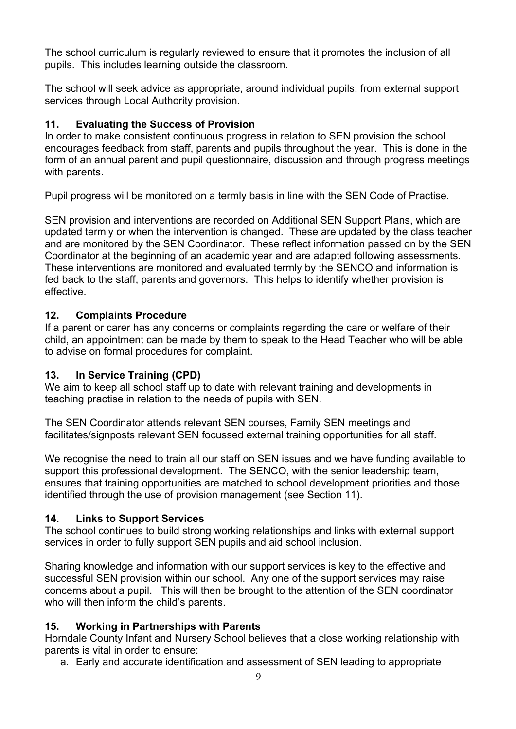The school curriculum is regularly reviewed to ensure that it promotes the inclusion of all pupils. This includes learning outside the classroom.

The school will seek advice as appropriate, around individual pupils, from external support services through Local Authority provision.

### 11. Evaluating the Success of Provision

In order to make consistent continuous progress in relation to SEN provision the school encourages feedback from staff, parents and pupils throughout the year. This is done in the form of an annual parent and pupil questionnaire, discussion and through progress meetings with parents.

Pupil progress will be monitored on a termly basis in line with the SEN Code of Practise.

SEN provision and interventions are recorded on Additional SEN Support Plans, which are updated termly or when the intervention is changed. These are updated by the class teacher and are monitored by the SEN Coordinator. These reflect information passed on by the SEN Coordinator at the beginning of an academic year and are adapted following assessments. These interventions are monitored and evaluated termly by the SENCO and information is fed back to the staff, parents and governors. This helps to identify whether provision is effective.

### 12. Complaints Procedure

If a parent or carer has any concerns or complaints regarding the care or welfare of their child, an appointment can be made by them to speak to the Head Teacher who will be able to advise on formal procedures for complaint.

### 13. In Service Training (CPD)

We aim to keep all school staff up to date with relevant training and developments in teaching practise in relation to the needs of pupils with SEN.

The SEN Coordinator attends relevant SEN courses, Family SEN meetings and facilitates/signposts relevant SEN focussed external training opportunities for all staff.

We recognise the need to train all our staff on SEN issues and we have funding available to support this professional development. The SENCO, with the senior leadership team, ensures that training opportunities are matched to school development priorities and those identified through the use of provision management (see Section 11).

### 14. Links to Support Services

The school continues to build strong working relationships and links with external support services in order to fully support SEN pupils and aid school inclusion.

Sharing knowledge and information with our support services is key to the effective and successful SEN provision within our school. Any one of the support services may raise concerns about a pupil. This will then be brought to the attention of the SEN coordinator who will then inform the child's parents.

### 15. Working in Partnerships with Parents

Horndale County Infant and Nursery School believes that a close working relationship with parents is vital in order to ensure:

a. Early and accurate identification and assessment of SEN leading to appropriate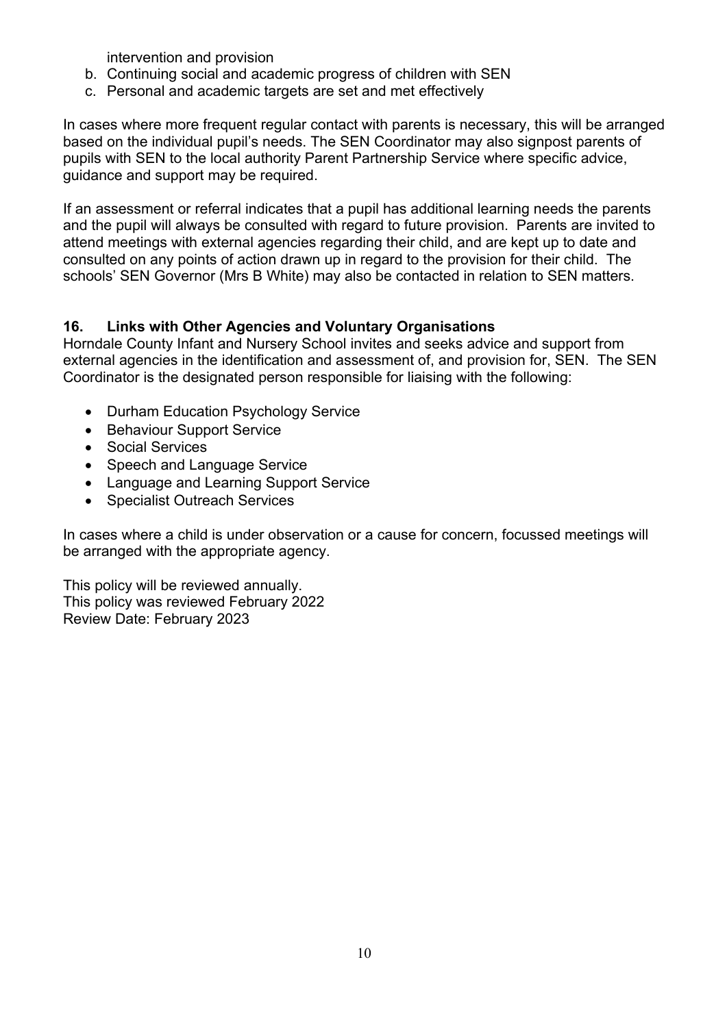intervention and provision

b. Continuing social and academic progress of children with SEN
c. Personal and academic targets are set and met effectively

In cases where more frequent regular contact with parents is necessary, this will be arranged based on the individual pupil's needs. The SEN Coordinator may also signpost parents of pupils with SEN to the local authority Parent Partnership Service where specific advice, guidance and support may be required.

If an assessment or referral indicates that a pupil has additional learning needs the parents and the pupil will always be consulted with regard to future provision. Parents are invited to attend meetings with external agencies regarding their child, and are kept up to date and consulted on any points of action drawn up in regard to the provision for their child. The schools' SEN Governor (Mrs B White) may also be contacted in relation to SEN matters.

## 16. Links with Other Agencies and Voluntary Organisations

Horndale County Infant and Nursery School invites and seeks advice and support from external agencies in the identification and assessment of, and provision for, SEN. The SEN Coordinator is the designated person responsible for liaising with the following:

- Durham Education Psychology Service
- Behaviour Support Service
- Social Services
- Speech and Language Service
- Language and Learning Support Service
- Specialist Outreach Services

In cases where a child is under observation or a cause for concern, focussed meetings will be arranged with the appropriate agency.

This policy will be reviewed annually.
This policy was reviewed February 2022
Review Date: February 2023